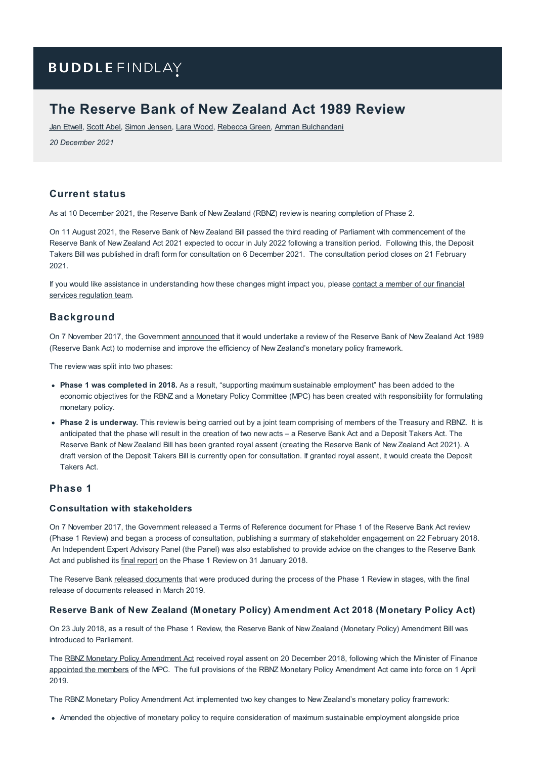# BUDDLE FINDLAY

# The Reserve Bank of New Zealand Act 1989 Review

Jan Etwell, Scott Abel, Simon Jensen, Lara Wood, Rebecca Green, Amman Bulchandani

*20 December 2021*

## Current status

As at 10 December 2021, the Reserve Bank of New Zealand (RBNZ) review is nearing completion of Phase 2.

On 11 August 2021, the Reserve Bank of New Zealand Bill passed the third reading of Parliament with commencement of the Reserve Bank of New Zealand Act 2021 expected to occur in July 2022 following a transition period. Following this, the Deposit Takers Bill was published in draft form for consultation on 6 December 2021. The consultation period closes on 21 February 2021.

If you would like assistance in understanding how these changes might impact you, please contact a member of our financial services regulation team.

## Background

On 7 November 2017, the Government announced that it would undertake a review of the Reserve Bank of New Zealand Act 1989 (Reserve Bank Act) to modernise and improve the efficiency of New Zealand's monetary policy framework.

The review was split into two phases:

- **Phase 1 was completed in 2018.** As a result, "supporting maximum sustainable employment" has been added to the economic objectives for the RBNZ and a Monetary Policy Committee (MPC) has been created with responsibility for formulating monetary policy.
- **Phase 2 is underway.** This review is being carried out by a joint team comprising of members of the Treasury and RBNZ. It is anticipated that the phase will result in the creation of two new acts – a Reserve Bank Act and a Deposit Takers Act. The Reserve Bank of New Zealand Bill has been granted royal assent (creating the Reserve Bank of New Zealand Act 2021). A draft version of the Deposit Takers Bill is currently open for consultation. If granted royal assent, it would create the Deposit Takers Act.

## Phase 1

### Consultation with stakeholders

On 7 November 2017, the Government released a Terms of Reference document for Phase 1 of the Reserve Bank Act review (Phase 1 Review) and began a process of consultation, publishing a summary of stakeholder engagement on 22 February 2018. An Independent Expert Advisory Panel (the Panel) was also established to provide advice on the changes to the Reserve Bank Act and published its final report on the Phase 1 Review on 31 January 2018.

The Reserve Bank released documents that were produced during the process of the Phase 1 Review in stages, with the final release of documents released in March 2019.

### Reserve Bank of New Zealand (Monetary Policy) Amendment Act 2018 (Monetary Policy Act)

On 23 July 2018, as a result of the Phase 1 Review, the Reserve Bank of New Zealand (Monetary Policy) Amendment Bill was introduced to Parliament.

The RBNZ Monetary Policy Amendment Act received royal assent on 20 December 2018, following which the Minister of Finance appointed the members of the MPC. The full provisions of the RBNZ Monetary Policy Amendment Act came into force on 1 April 2019.

The RBNZ Monetary Policy Amendment Act implemented two key changes to New Zealand's monetary policy framework:

- Amended the objective of monetary policy to require consideration of maximum sustainable employment alongside price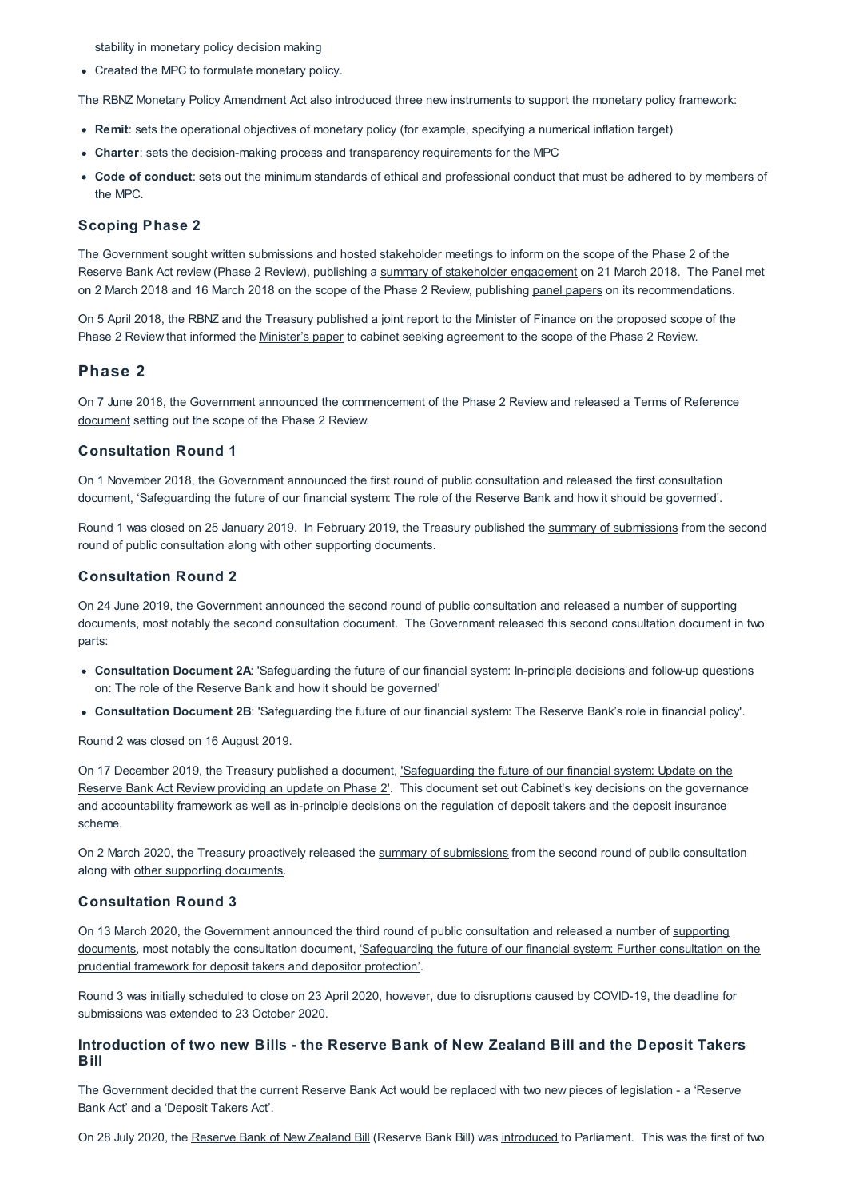stability in monetary policy decision making

- Created the MPC to formulate monetary policy.

The RBNZ Monetary Policy Amendment Act also introduced three new instruments to support the monetary policy framework:

- **Remit**: sets the operational objectives of monetary policy (for example, specifying a numerical inflation target)
- **Charter**: sets the decision-making process and transparency requirements for the MPC
- **Code of conduct**: sets out the minimum standards of ethical and professional conduct that must be adhered to by members of the MPC.

### Scoping Phase 2

The Government sought written submissions and hosted stakeholder meetings to inform on the scope of the Phase 2 of the Reserve Bank Act review (Phase 2 Review), publishing a summary of stakeholder engagement on 21 March 2018. The Panel met on 2 March 2018 and 16 March 2018 on the scope of the Phase 2 Review, publishing panel papers on its recommendations.

On 5 April 2018, the RBNZ and the Treasury published a joint report to the Minister of Finance on the proposed scope of the Phase 2 Review that informed the Minister's paper to cabinet seeking agreement to the scope of the Phase 2 Review.

## Phase 2

On 7 June 2018, the Government announced the commencement of the Phase 2 Review and released a Terms of Reference document setting out the scope of the Phase 2 Review.

### Consultation Round 1

On 1 November 2018, the Government announced the first round of public consultation and released the first consultation document, 'Safeguarding the future of our financial system: The role of the Reserve Bank and how it should be governed'.

Round 1 was closed on 25 January 2019. In February 2019, the Treasury published the summary of submissions from the second round of public consultation along with other supporting documents.

### Consultation Round 2

On 24 June 2019, the Government announced the second round of public consultation and released a number of supporting documents, most notably the second consultation document. The Government released this second consultation document in two parts:

- **Consultation Document 2A**: 'Safeguarding the future of our financial system: In-principle decisions and follow-up questions on: The role of the Reserve Bank and how it should be governed'
- **Consultation Document 2B**: 'Safeguarding the future of our financial system: The Reserve Bank's role in financial policy'.

Round 2 was closed on 16 August 2019.

On 17 December 2019, the Treasury published a document, 'Safeguarding the future of our financial system: Update on the Reserve Bank Act Review providing an update on Phase 2'. This document set out Cabinet's key decisions on the governance and accountability framework as well as in-principle decisions on the regulation of deposit takers and the deposit insurance scheme.

On 2 March 2020, the Treasury proactively released the summary of submissions from the second round of public consultation along with other supporting documents.

### Consultation Round 3

On 13 March 2020, the Government announced the third round of public consultation and released a number of supporting documents, most notably the consultation document, 'Safeguarding the future of our financial system: Further consultation on the prudential framework for deposit takers and depositor protection'.

Round 3 was initially scheduled to close on 23 April 2020, however, due to disruptions caused by COVID-19, the deadline for submissions was extended to 23 October 2020.

### Introduction of two new Bills - the Reserve Bank of New Zealand Bill and the Deposit Takers Bill

The Government decided that the current Reserve Bank Act would be replaced with two new pieces of legislation - a 'Reserve Bank Act' and a 'Deposit Takers Act'.

On 28 July 2020, the Reserve Bank of New Zealand Bill (Reserve Bank Bill) was introduced to Parliament. This was the first of two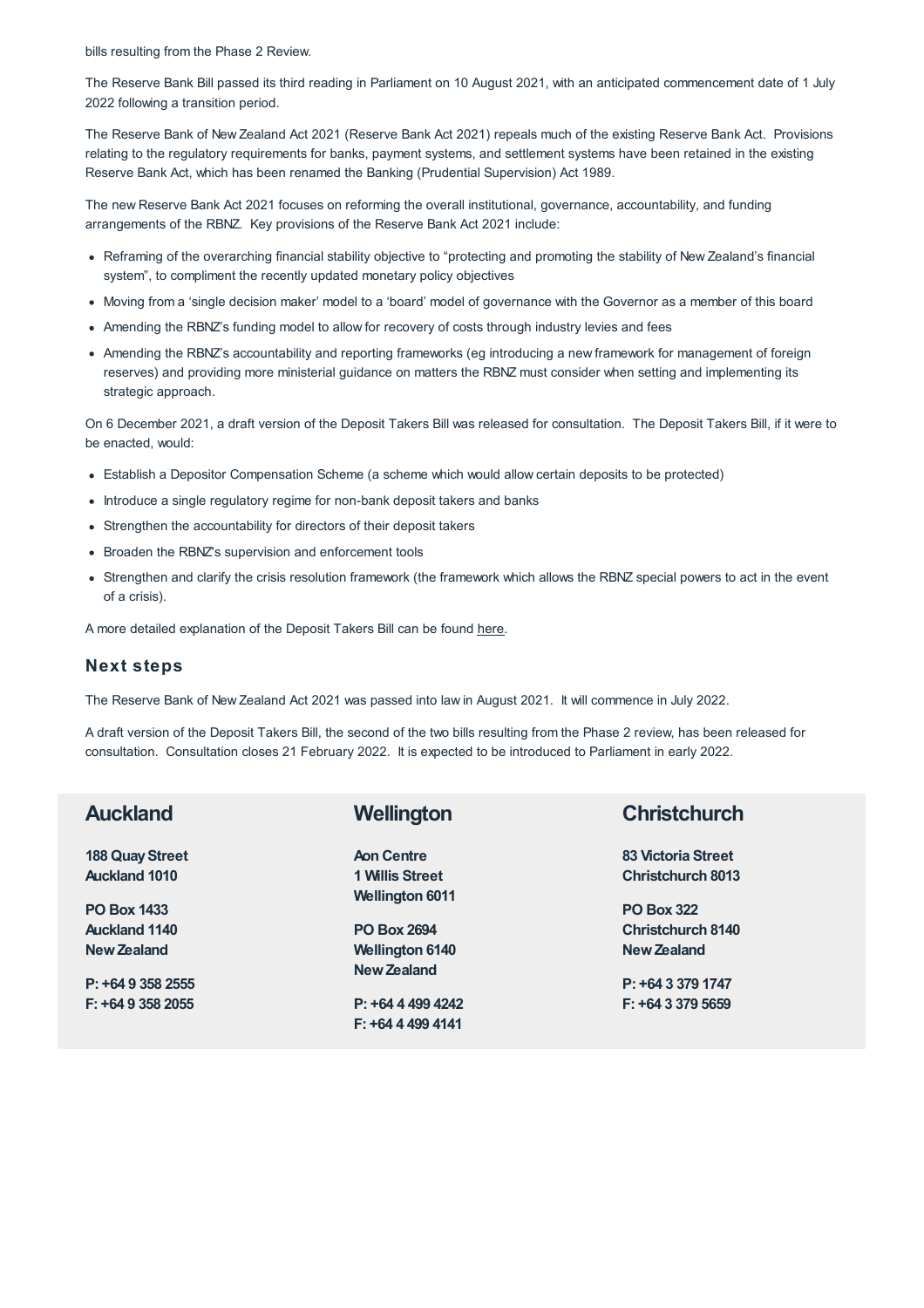bills resulting from the Phase 2 Review.

The Reserve Bank Bill passed its third reading in Parliament on 10 August 2021, with an anticipated commencement date of 1 July 2022 following a transition period.

The Reserve Bank of New Zealand Act 2021 (Reserve Bank Act 2021) repeals much of the existing Reserve Bank Act. Provisions relating to the regulatory requirements for banks, payment systems, and settlement systems have been retained in the existing Reserve Bank Act, which has been renamed the Banking (Prudential Supervision) Act 1989.

The new Reserve Bank Act 2021 focuses on reforming the overall institutional, governance, accountability, and funding arrangements of the RBNZ. Key provisions of the Reserve Bank Act 2021 include:

- Reframing of the overarching financial stability objective to "protecting and promoting the stability of New Zealand's financial system", to compliment the recently updated monetary policy objectives
- Moving from a 'single decision maker' model to a 'board' model of governance with the Governor as a member of this board
- Amending the RBNZ's funding model to allow for recovery of costs through industry levies and fees
- Amending the RBNZ's accountability and reporting frameworks (eg introducing a new framework for management of foreign reserves) and providing more ministerial guidance on matters the RBNZ must consider when setting and implementing its strategic approach.

On 6 December 2021, a draft version of the Deposit Takers Bill was released for consultation. The Deposit Takers Bill, if it were to be enacted, would:

- Establish a Depositor Compensation Scheme (a scheme which would allow certain deposits to be protected)
- Introduce a single regulatory regime for non-bank deposit takers and banks
- Strengthen the accountability for directors of their deposit takers
- Broaden the RBNZ's supervision and enforcement tools
- Strengthen and clarify the crisis resolution framework (the framework which allows the RBNZ special powers to act in the event of a crisis).

A more detailed explanation of the Deposit Takers Bill can be found here.

### Next steps

The Reserve Bank of New Zealand Act 2021 was passed into law in August 2021. It will commence in July 2022.

A draft version of the Deposit Takers Bill, the second of the two bills resulting from the Phase 2 review, has been released for consultation. Consultation closes 21 February 2022. It is expected to be introduced to Parliament in early 2022.

## Auckland

**188 Quay Street**
**Auckland 1010**

**PO Box 1433**
**Auckland 1140**
**New Zealand**

**P: +64 9 358 2555**
**F: +64 9 358 2055**

## Wellington

**Aon Centre**
**1 Willis Street**
**Wellington 6011**

**PO Box 2694**
**Wellington 6140**
**New Zealand**

**P: +64 4 499 4242**
**F: +64 4 499 4141**

## Christchurch

**83 Victoria Street**
**Christchurch 8013**

**PO Box 322**
**Christchurch 8140**
**New Zealand**

**P: +64 3 379 1747**
**F: +64 3 379 5659**